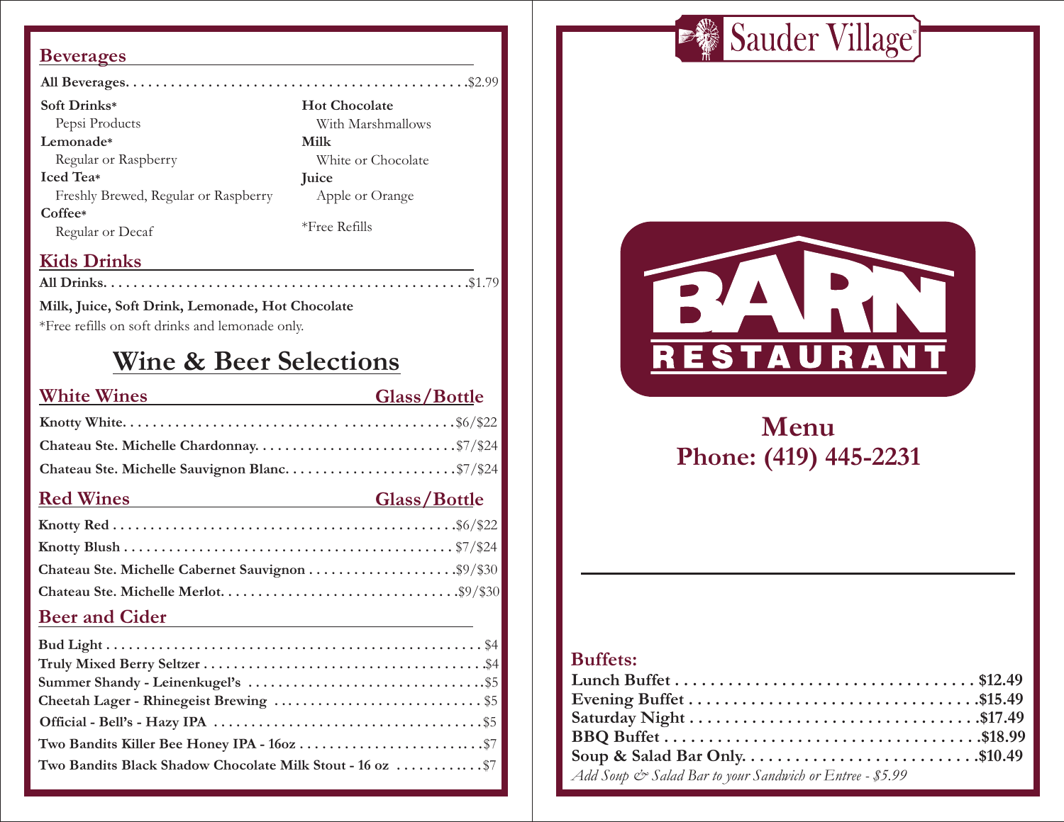## Beverages

**All Beverages** ............................................. $2.99

**Soft Drinks***
Pepsi Products

**Lemonade***
Regular or Raspberry

**Iced Tea***
Freshly Brewed, Regular or Raspberry

**Coffee***
Regular or Decaf

**Hot Chocolate**
With Marshmallows

**Milk**
White or Chocolate

**Juice**
Apple or Orange

*Free Refills

## Kids Drinks

**All Drinks** ............................................. $1.79

**Milk, Juice, Soft Drink, Lemonade, Hot Chocolate**

*Free refills on soft drinks and lemonade only.

# Wine & Beer Selections

## White Wines

| White Wines | Glass/Bottle |
|---|---|
| **Knotty White** | $6/$22 |
| **Chateau Ste. Michelle Chardonnay** | $7/$24 |
| **Chateau Ste. Michelle Sauvignon Blanc** | $7/$24 |

## Red Wines

| Red Wines | Glass/Bottle |
|---|---|
| **Knotty Red** | $6/$22 |
| **Knotty Blush** | $7/$24 |
| **Chateau Ste. Michelle Cabernet Sauvignon** | $9/$30 |
| **Chateau Ste. Michelle Merlot** | $9/$30 |

## Beer and Cider

| Item | Price |
|---|---|
| **Bud Light** | $4 |
| **Truly Mixed Berry Seltzer** | $4 |
| **Summer Shandy - Leinenkugel's** | $5 |
| **Cheetah Lager - Rhinegeist Brewing** | $5 |
| **Official - Bell's - Hazy IPA** | $5 |
| **Two Bandits Killer Bee Honey IPA - 16oz** | $7 |
| **Two Bandits Black Shadow Chocolate Milk Stout - 16 oz** | $7 |

Sauder Village

# BARN RESTAURANT

## Menu
## Phone: (419) 445-2231

## Buffets:

| Buffet | Price |
|---|---|
| **Lunch Buffet** | **$12.49** |
| **Evening Buffet** | **$15.49** |
| **Saturday Night** | **$17.49** |
| **BBQ Buffet** | **$18.99** |
| **Soup & Salad Bar Only** | **$10.49** |

*Add Soup & Salad Bar to your Sandwich or Entree - $5.99*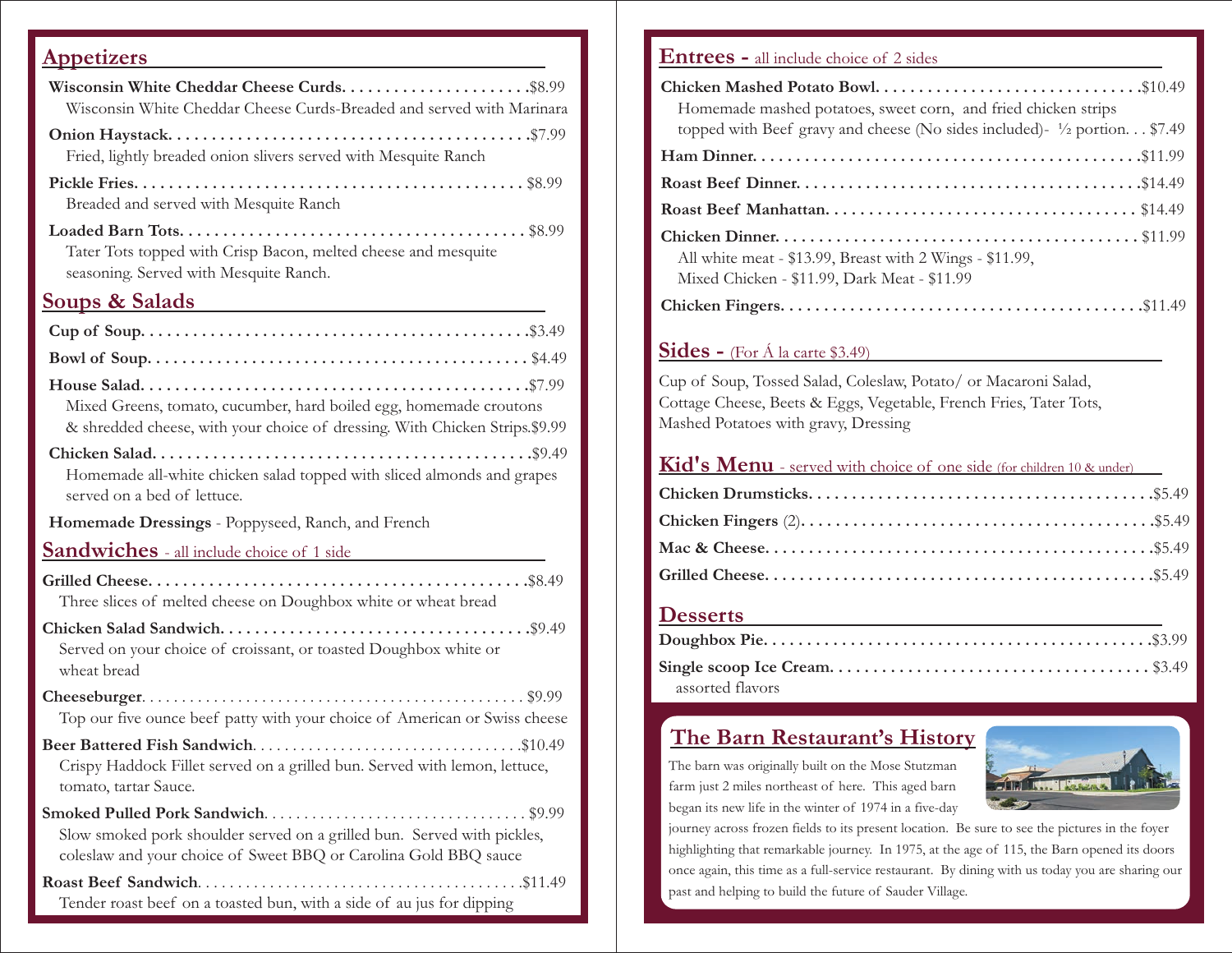## Appetizers

**Wisconsin White Cheddar Cheese Curds** .......... $8.99
Wisconsin White Cheddar Cheese Curds-Breaded and served with Marinara

**Onion Haystack** .......... $7.99
Fried, lightly breaded onion slivers served with Mesquite Ranch

**Pickle Fries** .......... $8.99
Breaded and served with Mesquite Ranch

**Loaded Barn Tots** .......... $8.99
Tater Tots topped with Crisp Bacon, melted cheese and mesquite seasoning. Served with Mesquite Ranch.

## Soups & Salads

**Cup of Soup** .......... $3.49

**Bowl of Soup** .......... $4.49

**House Salad** .......... $7.99
Mixed Greens, tomato, cucumber, hard boiled egg, homemade croutons & shredded cheese, with your choice of dressing. With Chicken Strips. $9.99

**Chicken Salad** .......... $9.49
Homemade all-white chicken salad topped with sliced almonds and grapes served on a bed of lettuce.

**Homemade Dressings** - Poppyseed, Ranch, and French

## Sandwiches - all include choice of 1 side

**Grilled Cheese** .......... $8.49
Three slices of melted cheese on Doughbox white or wheat bread

**Chicken Salad Sandwich** .......... $9.49
Served on your choice of croissant, or toasted Doughbox white or wheat bread

**Cheeseburger** .......... $9.99
Top our five ounce beef patty with your choice of American or Swiss cheese

**Beer Battered Fish Sandwich** .......... $10.49
Crispy Haddock Fillet served on a grilled bun. Served with lemon, lettuce, tomato, tartar Sauce.

**Smoked Pulled Pork Sandwich** .......... $9.99
Slow smoked pork shoulder served on a grilled bun. Served with pickles, coleslaw and your choice of Sweet BBQ or Carolina Gold BBQ sauce

**Roast Beef Sandwich** .......... $11.49
Tender roast beef on a toasted bun, with a side of au jus for dipping

## Entrees - all include choice of 2 sides

**Chicken Mashed Potato Bowl** .......... $10.49
Homemade mashed potatoes, sweet corn, and fried chicken strips topped with Beef gravy and cheese (No sides included)- ½ portion... $7.49

**Ham Dinner** .......... $11.99

**Roast Beef Dinner** .......... $14.49

**Roast Beef Manhattan** .......... $14.49

**Chicken Dinner** .......... $11.99
All white meat - $13.99, Breast with 2 Wings - $11.99, Mixed Chicken - $11.99, Dark Meat - $11.99

**Chicken Fingers** .......... $11.49

## Sides - (For Á la carte $3.49)

Cup of Soup, Tossed Salad, Coleslaw, Potato/ or Macaroni Salad, Cottage Cheese, Beets & Eggs, Vegetable, French Fries, Tater Tots, Mashed Potatoes with gravy, Dressing

## Kid's Menu - served with choice of one side (for children 10 & under)

**Chicken Drumsticks** .......... $5.49

**Chicken Fingers** (2) .......... $5.49

**Mac & Cheese** .......... $5.49

**Grilled Cheese** .......... $5.49

## Desserts

**Doughbox Pie** .......... $3.99

**Single scoop Ice Cream** .......... $3.49
assorted flavors

## The Barn Restaurant's History

The barn was originally built on the Mose Stutzman farm just 2 miles northeast of here. This aged barn began its new life in the winter of 1974 in a five-day journey across frozen fields to its present location. Be sure to see the pictures in the foyer highlighting that remarkable journey. In 1975, at the age of 115, the Barn opened its doors once again, this time as a full-service restaurant. By dining with us today you are sharing our past and helping to build the future of Sauder Village.